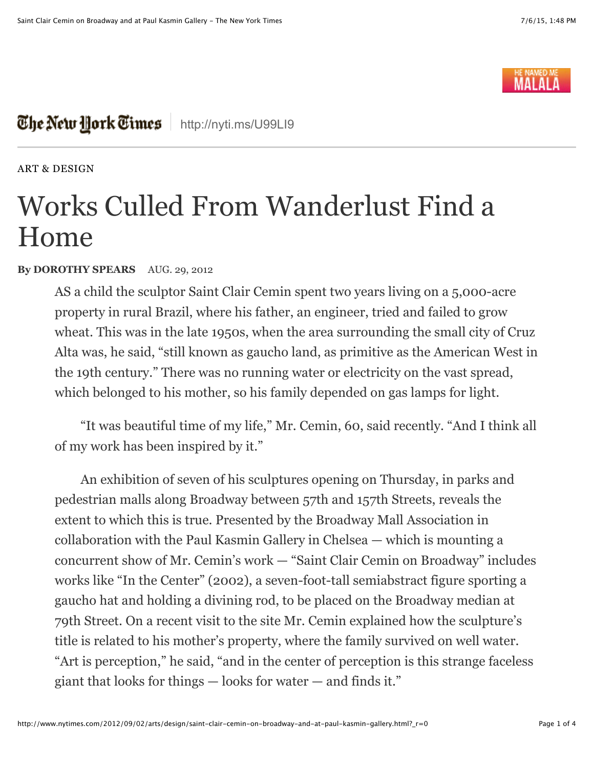ART & DESIGN

# Works Culled From Wanderlust Find a Home

**By DOROTHY SPEARS** AUG. 29, 2012

AS a child the sculptor Saint Clair Cemin spent two years living on a 5,000-acre property in rural Brazil, where his father, an engineer, tried and failed to grow wheat. This was in the late 1950s, when the area surrounding the small city of Cruz Alta was, he said, "still known as gaucho land, as primitive as the American West in the 19th century." There was no running water or electricity on the vast spread, which belonged to his mother, so his family depended on gas lamps for light.

"It was beautiful time of my life," Mr. Cemin, 60, said recently. "And I think all of my work has been inspired by it."

An exhibition of seven of his sculptures opening on Thursday, in parks and pedestrian malls along Broadway between 57th and 157th Streets, reveals the extent to which this is true. Presented by the Broadway Mall Association in collaboration with the Paul Kasmin Gallery in Chelsea — which is mounting a concurrent show of Mr. Cemin's work — "Saint Clair Cemin on Broadway" includes works like "In the Center" (2002), a seven-foot-tall semiabstract figure sporting a gaucho hat and holding a divining rod, to be placed on the Broadway median at 79th Street. On a recent visit to the site Mr. Cemin explained how the sculpture's title is related to his mother's property, where the family survived on well water. "Art is perception," he said, "and in the center of perception is this strange faceless giant that looks for things — looks for water — and finds it."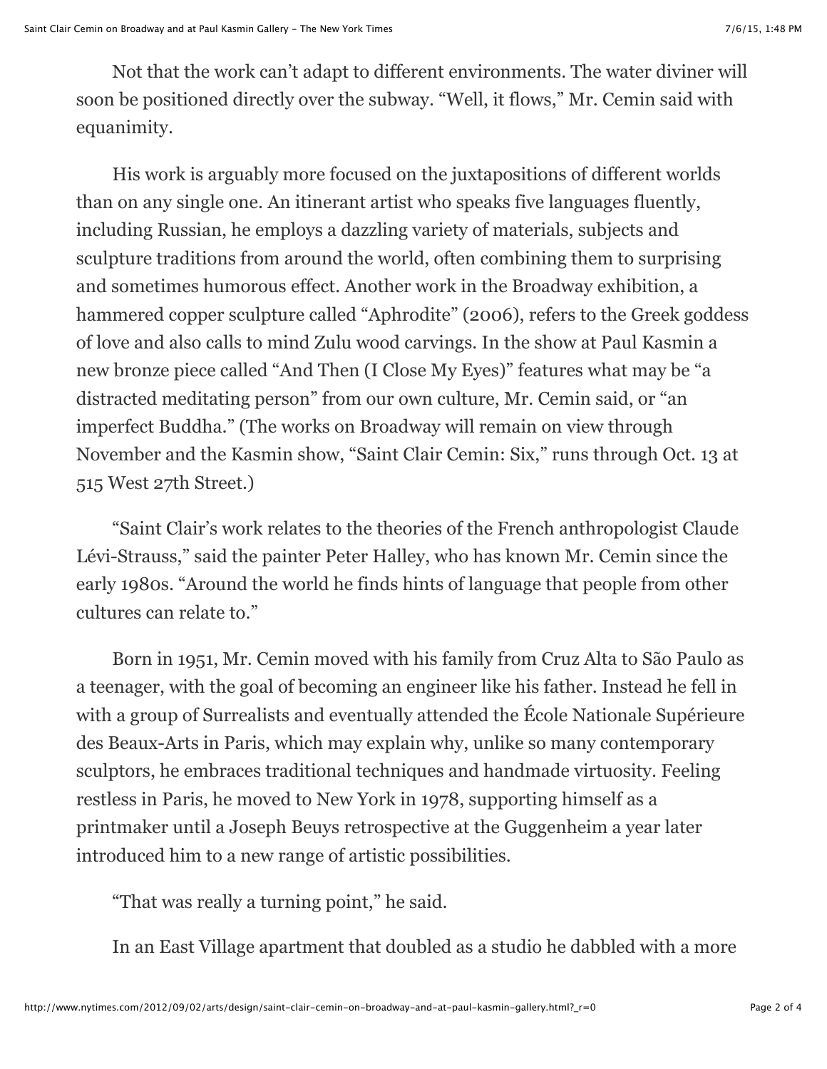Not that the work can't adapt to different environments. The water diviner will soon be positioned directly over the subway. "Well, it flows," Mr. Cemin said with equanimity.

His work is arguably more focused on the juxtapositions of different worlds than on any single one. An itinerant artist who speaks five languages fluently, including Russian, he employs a dazzling variety of materials, subjects and sculpture traditions from around the world, often combining them to surprising and sometimes humorous effect. Another work in the Broadway exhibition, a hammered copper sculpture called "Aphrodite" (2006), refers to the Greek goddess of love and also calls to mind Zulu wood carvings. In the show at Paul Kasmin a new bronze piece called "And Then (I Close My Eyes)" features what may be "a distracted meditating person" from our own culture, Mr. Cemin said, or "an imperfect Buddha." (The works on Broadway will remain on view through November and the Kasmin show, "Saint Clair Cemin: Six," runs through Oct. 13 at 515 West 27th Street.)

"Saint Clair's work relates to the theories of the French anthropologist Claude Lévi-Strauss," said the painter Peter Halley, who has known Mr. Cemin since the early 1980s. "Around the world he finds hints of language that people from other cultures can relate to."

Born in 1951, Mr. Cemin moved with his family from Cruz Alta to São Paulo as a teenager, with the goal of becoming an engineer like his father. Instead he fell in with a group of Surrealists and eventually attended the École Nationale Supérieure des Beaux-Arts in Paris, which may explain why, unlike so many contemporary sculptors, he embraces traditional techniques and handmade virtuosity. Feeling restless in Paris, he moved to New York in 1978, supporting himself as a printmaker until a Joseph Beuys retrospective at the Guggenheim a year later introduced him to a new range of artistic possibilities.

"That was really a turning point," he said.

In an East Village apartment that doubled as a studio he dabbled with a more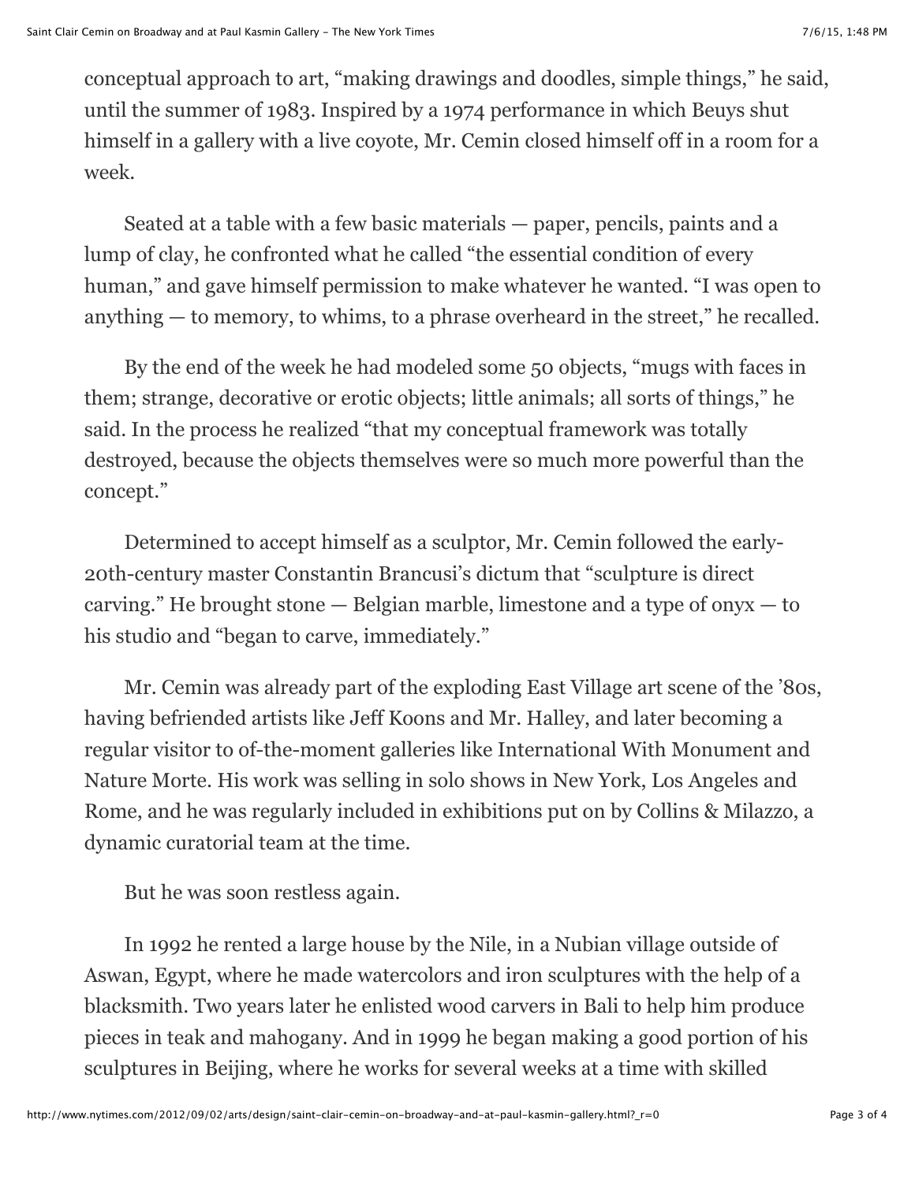conceptual approach to art, “making drawings and doodles, simple things,” he said, until the summer of 1983. Inspired by a 1974 performance in which Beuys shut himself in a gallery with a live coyote, Mr. Cemin closed himself off in a room for a week.

Seated at a table with a few basic materials — paper, pencils, paints and a lump of clay, he confronted what he called “the essential condition of every human,” and gave himself permission to make whatever he wanted. “I was open to anything — to memory, to whims, to a phrase overheard in the street,” he recalled.

By the end of the week he had modeled some 50 objects, “mugs with faces in them; strange, decorative or erotic objects; little animals; all sorts of things,” he said. In the process he realized “that my conceptual framework was totally destroyed, because the objects themselves were so much more powerful than the concept.”

Determined to accept himself as a sculptor, Mr. Cemin followed the early-20th-century master Constantin Brancusi’s dictum that “sculpture is direct carving.” He brought stone — Belgian marble, limestone and a type of onyx — to his studio and “began to carve, immediately.”

Mr. Cemin was already part of the exploding East Village art scene of the ’80s, having befriended artists like Jeff Koons and Mr. Halley, and later becoming a regular visitor to of-the-moment galleries like International With Monument and Nature Morte. His work was selling in solo shows in New York, Los Angeles and Rome, and he was regularly included in exhibitions put on by Collins & Milazzo, a dynamic curatorial team at the time.

But he was soon restless again.

In 1992 he rented a large house by the Nile, in a Nubian village outside of Aswan, Egypt, where he made watercolors and iron sculptures with the help of a blacksmith. Two years later he enlisted wood carvers in Bali to help him produce pieces in teak and mahogany. And in 1999 he began making a good portion of his sculptures in Beijing, where he works for several weeks at a time with skilled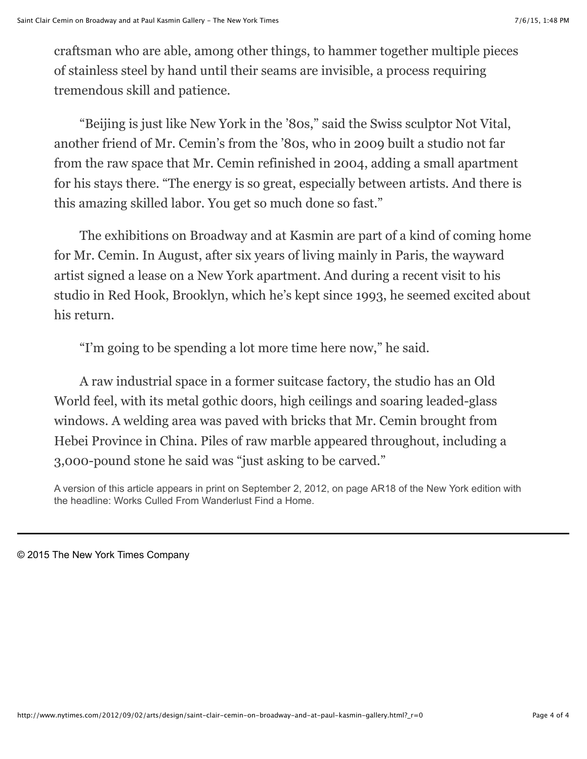craftsman who are able, among other things, to hammer together multiple pieces of stainless steel by hand until their seams are invisible, a process requiring tremendous skill and patience.

"Beijing is just like New York in the '80s," said the Swiss sculptor Not Vital, another friend of Mr. Cemin's from the '80s, who in 2009 built a studio not far from the raw space that Mr. Cemin refinished in 2004, adding a small apartment for his stays there. "The energy is so great, especially between artists. And there is this amazing skilled labor. You get so much done so fast."

The exhibitions on Broadway and at Kasmin are part of a kind of coming home for Mr. Cemin. In August, after six years of living mainly in Paris, the wayward artist signed a lease on a New York apartment. And during a recent visit to his studio in Red Hook, Brooklyn, which he's kept since 1993, he seemed excited about his return.

"I'm going to be spending a lot more time here now," he said.

A raw industrial space in a former suitcase factory, the studio has an Old World feel, with its metal gothic doors, high ceilings and soaring leaded-glass windows. A welding area was paved with bricks that Mr. Cemin brought from Hebei Province in China. Piles of raw marble appeared throughout, including a 3,000-pound stone he said was "just asking to be carved."

A version of this article appears in print on September 2, 2012, on page AR18 of the New York edition with the headline: Works Culled From Wanderlust Find a Home.

© 2015 The New York Times Company